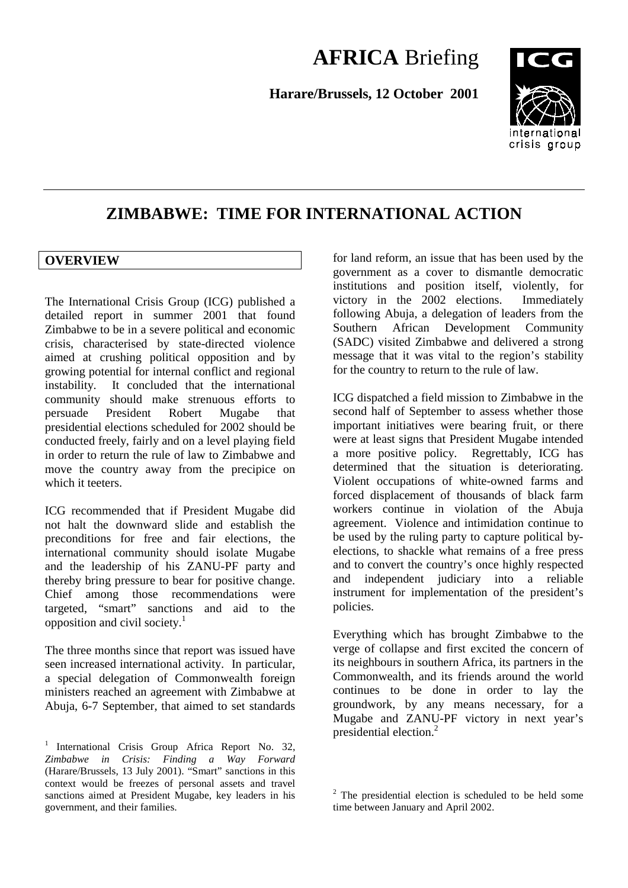# AFRICA Briefing

**Harare/Brussels, 12 October 2001**

## ZIMBABWE: TIME FOR INTERNATIONAL ACTION

### OVERVIEW

The International Crisis Group (ICG) published a detailed report in summer 2001 that found Zimbabwe to be in a severe political and economic crisis, characterised by state-directed violence aimed at crushing political opposition and by growing potential for internal conflict and regional instability. It concluded that the international community should make strenuous efforts to persuade President Robert Mugabe that presidential elections scheduled for 2002 should be conducted freely, fairly and on a level playing field in order to return the rule of law to Zimbabwe and move the country away from the precipice on which it teeters.

ICG recommended that if President Mugabe did not halt the downward slide and establish the preconditions for free and fair elections, the international community should isolate Mugabe and the leadership of his ZANU-PF party and thereby bring pressure to bear for positive change. Chief among those recommendations were targeted, "smart" sanctions and aid to the opposition and civil society.[1]

The three months since that report was issued have seen increased international activity. In particular, a special delegation of Commonwealth foreign ministers reached an agreement with Zimbabwe at Abuja, 6-7 September, that aimed to set standards for land reform, an issue that has been used by the government as a cover to dismantle democratic institutions and position itself, violently, for victory in the 2002 elections. Immediately following Abuja, a delegation of leaders from the Southern African Development Community (SADC) visited Zimbabwe and delivered a strong message that it was vital to the region's stability for the country to return to the rule of law.

ICG dispatched a field mission to Zimbabwe in the second half of September to assess whether those important initiatives were bearing fruit, or there were at least signs that President Mugabe intended a more positive policy. Regrettably, ICG has determined that the situation is deteriorating. Violent occupations of white-owned farms and forced displacement of thousands of black farm workers continue in violation of the Abuja agreement. Violence and intimidation continue to be used by the ruling party to capture political by-elections, to shackle what remains of a free press and to convert the country's once highly respected and independent judiciary into a reliable instrument for implementation of the president's policies.

Everything which has brought Zimbabwe to the verge of collapse and first excited the concern of its neighbours in southern Africa, its partners in the Commonwealth, and its friends around the world continues to be done in order to lay the groundwork, by any means necessary, for a Mugabe and ZANU-PF victory in next year's presidential election.[2]

[1] International Crisis Group Africa Report No. 32, *Zimbabwe in Crisis: Finding a Way Forward* (Harare/Brussels, 13 July 2001). "Smart" sanctions in this context would be freezes of personal assets and travel sanctions aimed at President Mugabe, key leaders in his government, and their families.

[2] The presidential election is scheduled to be held some time between January and April 2002.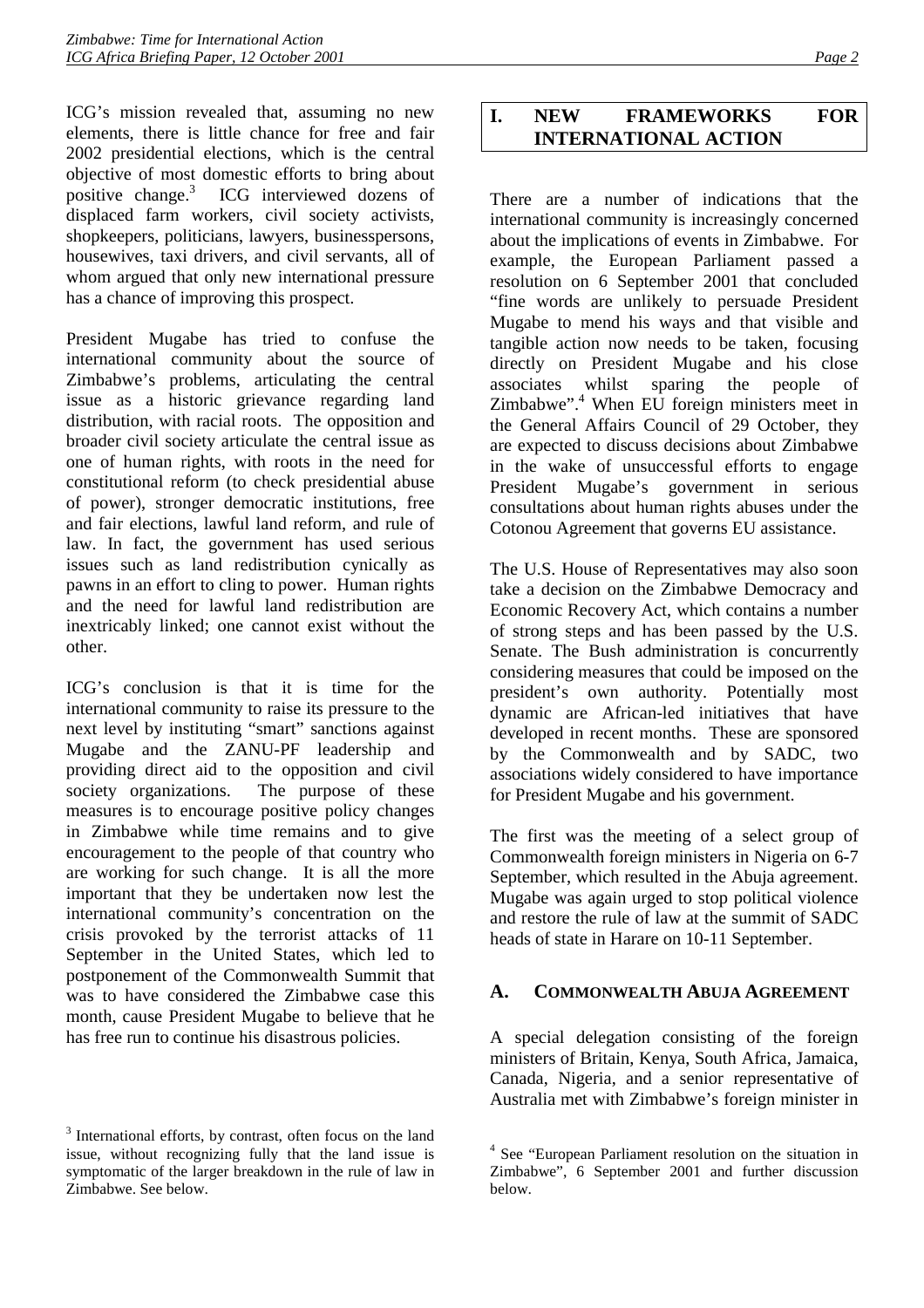ICG's mission revealed that, assuming no new elements, there is little chance for free and fair 2002 presidential elections, which is the central objective of most domestic efforts to bring about positive change.[3] ICG interviewed dozens of displaced farm workers, civil society activists, shopkeepers, politicians, lawyers, businesspersons, housewives, taxi drivers, and civil servants, all of whom argued that only new international pressure has a chance of improving this prospect.

President Mugabe has tried to confuse the international community about the source of Zimbabwe's problems, articulating the central issue as a historic grievance regarding land distribution, with racial roots. The opposition and broader civil society articulate the central issue as one of human rights, with roots in the need for constitutional reform (to check presidential abuse of power), stronger democratic institutions, free and fair elections, lawful land reform, and rule of law. In fact, the government has used serious issues such as land redistribution cynically as pawns in an effort to cling to power. Human rights and the need for lawful land redistribution are inextricably linked; one cannot exist without the other.

ICG's conclusion is that it is time for the international community to raise its pressure to the next level by instituting "smart" sanctions against Mugabe and the ZANU-PF leadership and providing direct aid to the opposition and civil society organizations. The purpose of these measures is to encourage positive policy changes in Zimbabwe while time remains and to give encouragement to the people of that country who are working for such change. It is all the more important that they be undertaken now lest the international community's concentration on the crisis provoked by the terrorist attacks of 11 September in the United States, which led to postponement of the Commonwealth Summit that was to have considered the Zimbabwe case this month, cause President Mugabe to believe that he has free run to continue his disastrous policies.

[3] International efforts, by contrast, often focus on the land issue, without recognizing fully that the land issue is symptomatic of the larger breakdown in the rule of law in Zimbabwe. See below.

## I. NEW FRAMEWORKS FOR INTERNATIONAL ACTION

There are a number of indications that the international community is increasingly concerned about the implications of events in Zimbabwe. For example, the European Parliament passed a resolution on 6 September 2001 that concluded "fine words are unlikely to persuade President Mugabe to mend his ways and that visible and tangible action now needs to be taken, focusing directly on President Mugabe and his close associates whilst sparing the people of Zimbabwe".[4] When EU foreign ministers meet in the General Affairs Council of 29 October, they are expected to discuss decisions about Zimbabwe in the wake of unsuccessful efforts to engage President Mugabe's government in serious consultations about human rights abuses under the Cotonou Agreement that governs EU assistance.

The U.S. House of Representatives may also soon take a decision on the Zimbabwe Democracy and Economic Recovery Act, which contains a number of strong steps and has been passed by the U.S. Senate. The Bush administration is concurrently considering measures that could be imposed on the president's own authority. Potentially most dynamic are African-led initiatives that have developed in recent months. These are sponsored by the Commonwealth and by SADC, two associations widely considered to have importance for President Mugabe and his government.

The first was the meeting of a select group of Commonwealth foreign ministers in Nigeria on 6-7 September, which resulted in the Abuja agreement. Mugabe was again urged to stop political violence and restore the rule of law at the summit of SADC heads of state in Harare on 10-11 September.

### A. COMMONWEALTH ABUJA AGREEMENT

A special delegation consisting of the foreign ministers of Britain, Kenya, South Africa, Jamaica, Canada, Nigeria, and a senior representative of Australia met with Zimbabwe's foreign minister in

[4] See "European Parliament resolution on the situation in Zimbabwe", 6 September 2001 and further discussion below.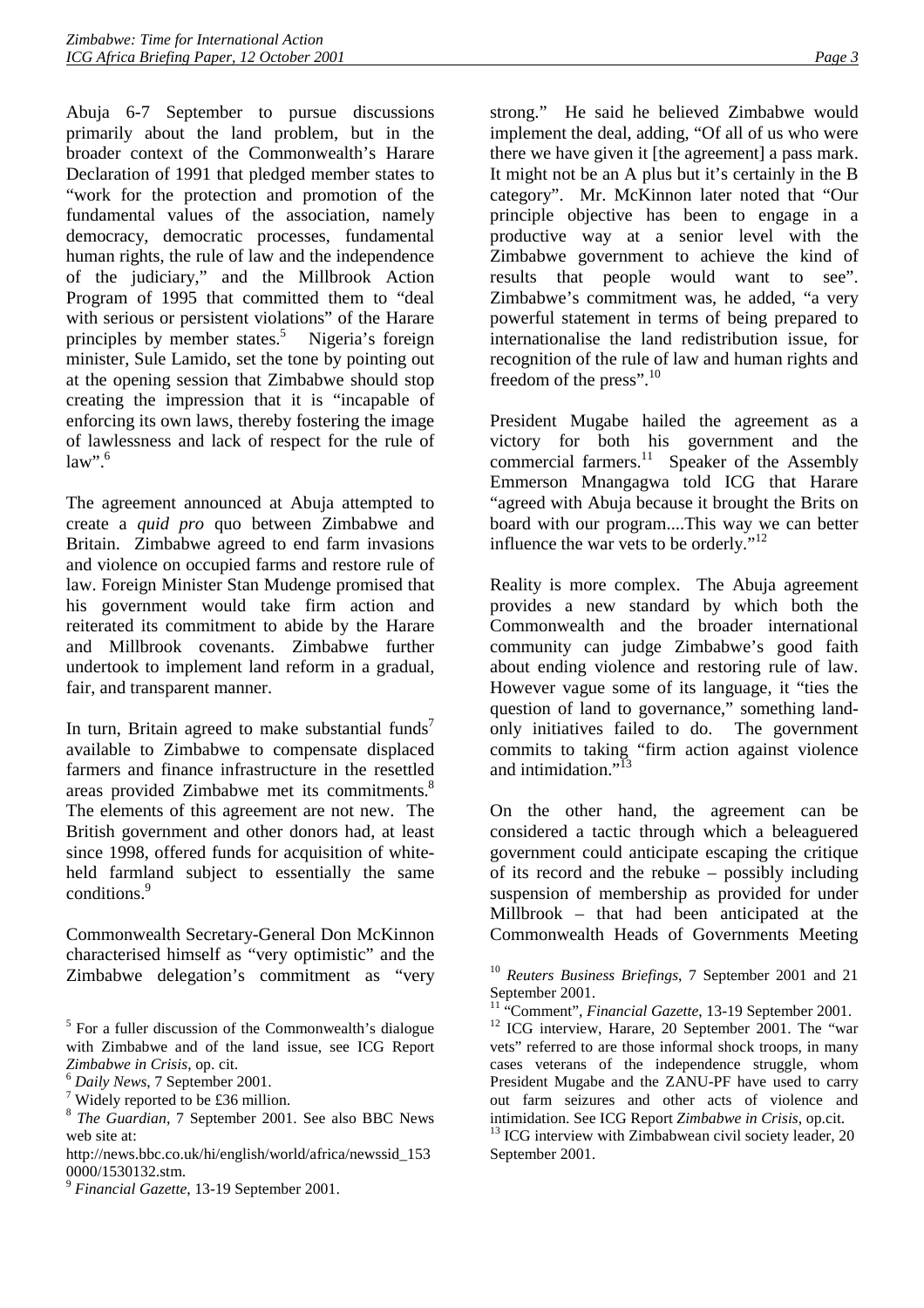Abuja 6-7 September to pursue discussions primarily about the land problem, but in the broader context of the Commonwealth's Harare Declaration of 1991 that pledged member states to "work for the protection and promotion of the fundamental values of the association, namely democracy, democratic processes, fundamental human rights, the rule of law and the independence of the judiciary," and the Millbrook Action Program of 1995 that committed them to "deal with serious or persistent violations" of the Harare principles by member states.[5] Nigeria's foreign minister, Sule Lamido, set the tone by pointing out at the opening session that Zimbabwe should stop creating the impression that it is "incapable of enforcing its own laws, thereby fostering the image of lawlessness and lack of respect for the rule of law".[6]

The agreement announced at Abuja attempted to create a *quid pro* quo between Zimbabwe and Britain. Zimbabwe agreed to end farm invasions and violence on occupied farms and restore rule of law. Foreign Minister Stan Mudenge promised that his government would take firm action and reiterated its commitment to abide by the Harare and Millbrook covenants. Zimbabwe further undertook to implement land reform in a gradual, fair, and transparent manner.

In turn, Britain agreed to make substantial funds[7] available to Zimbabwe to compensate displaced farmers and finance infrastructure in the resettled areas provided Zimbabwe met its commitments.[8] The elements of this agreement are not new. The British government and other donors had, at least since 1998, offered funds for acquisition of white-held farmland subject to essentially the same conditions.[9]

Commonwealth Secretary-General Don McKinnon characterised himself as "very optimistic" and the Zimbabwe delegation's commitment as "very strong." He said he believed Zimbabwe would implement the deal, adding, "Of all of us who were there we have given it [the agreement] a pass mark. It might not be an A plus but it's certainly in the B category". Mr. McKinnon later noted that "Our principle objective has been to engage in a productive way at a senior level with the Zimbabwe government to achieve the kind of results that people would want to see". Zimbabwe's commitment was, he added, "a very powerful statement in terms of being prepared to internationalise the land redistribution issue, for recognition of the rule of law and human rights and freedom of the press".[10]

President Mugabe hailed the agreement as a victory for both his government and the commercial farmers.[11] Speaker of the Assembly Emmerson Mnangagwa told ICG that Harare "agreed with Abuja because it brought the Brits on board with our program....This way we can better influence the war vets to be orderly."[12]

Reality is more complex. The Abuja agreement provides a new standard by which both the Commonwealth and the broader international community can judge Zimbabwe's good faith about ending violence and restoring rule of law. However vague some of its language, it "ties the question of land to governance," something land-only initiatives failed to do. The government commits to taking "firm action against violence and intimidation."[13]

On the other hand, the agreement can be considered a tactic through which a beleaguered government could anticipate escaping the critique of its record and the rebuke – possibly including suspension of membership as provided for under Millbrook – that had been anticipated at the Commonwealth Heads of Governments Meeting

---

[5] For a fuller discussion of the Commonwealth's dialogue with Zimbabwe and of the land issue, see ICG Report *Zimbabwe in Crisis*, op. cit.

[6] *Daily News*, 7 September 2001.

[7] Widely reported to be £36 million.

[8] *The Guardian*, 7 September 2001. See also BBC News web site at: http://news.bbc.co.uk/hi/english/world/africa/newsid_1530000/1530132.stm.

[9] *Financial Gazette*, 13-19 September 2001.

[10] *Reuters Business Briefings*, 7 September 2001 and 21 September 2001.

[11] "Comment", *Financial Gazette*, 13-19 September 2001.

[12] ICG interview, Harare, 20 September 2001. The "war vets" referred to are those informal shock troops, in many cases veterans of the independence struggle, whom President Mugabe and the ZANU-PF have used to carry out farm seizures and other acts of violence and intimidation. See ICG Report *Zimbabwe in Crisis*, op.cit.

[13] ICG interview with Zimbabwean civil society leader, 20 September 2001.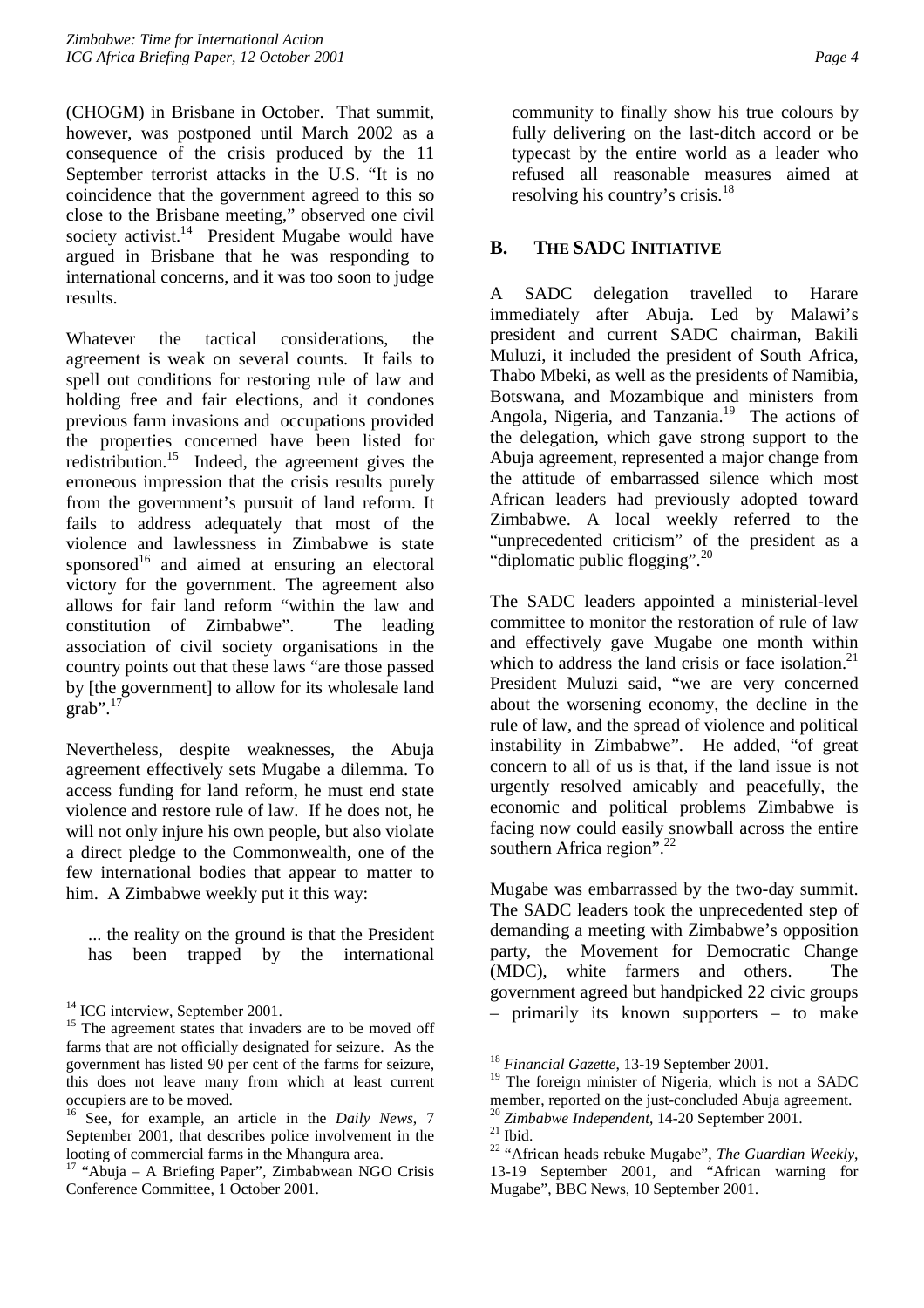(CHOGM) in Brisbane in October. That summit, however, was postponed until March 2002 as a consequence of the crisis produced by the 11 September terrorist attacks in the U.S. "It is no coincidence that the government agreed to this so close to the Brisbane meeting," observed one civil society activist.[14] President Mugabe would have argued in Brisbane that he was responding to international concerns, and it was too soon to judge results.

Whatever the tactical considerations, the agreement is weak on several counts. It fails to spell out conditions for restoring rule of law and holding free and fair elections, and it condones previous farm invasions and occupations provided the properties concerned have been listed for redistribution.[15] Indeed, the agreement gives the erroneous impression that the crisis results purely from the government's pursuit of land reform. It fails to address adequately that most of the violence and lawlessness in Zimbabwe is state sponsored[16] and aimed at ensuring an electoral victory for the government. The agreement also allows for fair land reform "within the law and constitution of Zimbabwe". The leading association of civil society organisations in the country points out that these laws "are those passed by [the government] to allow for its wholesale land grab".[17]

Nevertheless, despite weaknesses, the Abuja agreement effectively sets Mugabe a dilemma. To access funding for land reform, he must end state violence and restore rule of law. If he does not, he will not only injure his own people, but also violate a direct pledge to the Commonwealth, one of the few international bodies that appear to matter to him. A Zimbabwe weekly put it this way:

> ... the reality on the ground is that the President has been trapped by the international community to finally show his true colours by fully delivering on the last-ditch accord or be typecast by the entire world as a leader who refused all reasonable measures aimed at resolving his country's crisis.[18]

## B. THE SADC INITIATIVE

A SADC delegation travelled to Harare immediately after Abuja. Led by Malawi's president and current SADC chairman, Bakili Muluzi, it included the president of South Africa, Thabo Mbeki, as well as the presidents of Namibia, Botswana, and Mozambique and ministers from Angola, Nigeria, and Tanzania.[19] The actions of the delegation, which gave strong support to the Abuja agreement, represented a major change from the attitude of embarrassed silence which most African leaders had previously adopted toward Zimbabwe. A local weekly referred to the "unprecedented criticism" of the president as a "diplomatic public flogging".[20]

The SADC leaders appointed a ministerial-level committee to monitor the restoration of rule of law and effectively gave Mugabe one month within which to address the land crisis or face isolation.[21] President Muluzi said, "we are very concerned about the worsening economy, the decline in the rule of law, and the spread of violence and political instability in Zimbabwe". He added, "of great concern to all of us is that, if the land issue is not urgently resolved amicably and peacefully, the economic and political problems Zimbabwe is facing now could easily snowball across the entire southern Africa region".[22]

Mugabe was embarrassed by the two-day summit. The SADC leaders took the unprecedented step of demanding a meeting with Zimbabwe's opposition party, the Movement for Democratic Change (MDC), white farmers and others. The government agreed but handpicked 22 civic groups – primarily its known supporters – to make

---

[14] ICG interview, September 2001.

[15] The agreement states that invaders are to be moved off farms that are not officially designated for seizure. As the government has listed 90 per cent of the farms for seizure, this does not leave many from which at least current occupiers are to be moved.

[16] See, for example, an article in the *Daily News*, 7 September 2001, that describes police involvement in the looting of commercial farms in the Mhangura area.

[17] "Abuja – A Briefing Paper", Zimbabwean NGO Crisis Conference Committee, 1 October 2001.

[18] *Financial Gazette*, 13-19 September 2001.

[19] The foreign minister of Nigeria, which is not a SADC member, reported on the just-concluded Abuja agreement.

[20] *Zimbabwe Independent*, 14-20 September 2001.

[21] Ibid.

[22] "African heads rebuke Mugabe", *The Guardian Weekly*, 13-19 September 2001, and "African warning for Mugabe", BBC News, 10 September 2001.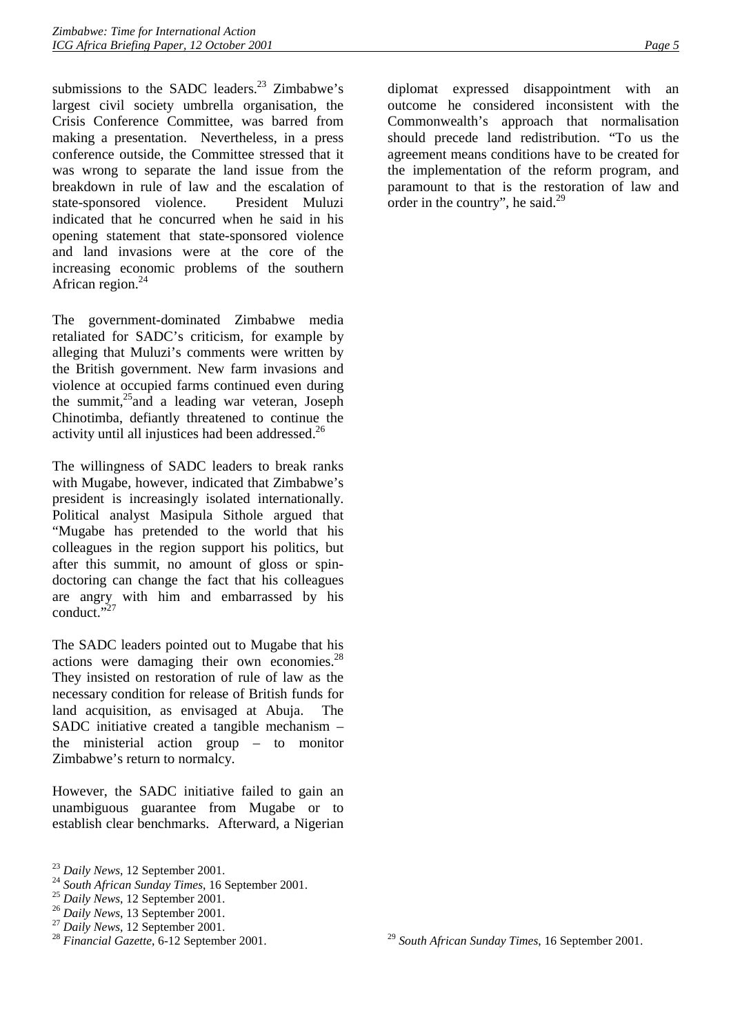submissions to the SADC leaders.[23] Zimbabwe's largest civil society umbrella organisation, the Crisis Conference Committee, was barred from making a presentation. Nevertheless, in a press conference outside, the Committee stressed that it was wrong to separate the land issue from the breakdown in rule of law and the escalation of state-sponsored violence. President Muluzi indicated that he concurred when he said in his opening statement that state-sponsored violence and land invasions were at the core of the increasing economic problems of the southern African region.[24]

The government-dominated Zimbabwe media retaliated for SADC's criticism, for example by alleging that Muluzi's comments were written by the British government. New farm invasions and violence at occupied farms continued even during the summit,[25] and a leading war veteran, Joseph Chinotimba, defiantly threatened to continue the activity until all injustices had been addressed.[26]

The willingness of SADC leaders to break ranks with Mugabe, however, indicated that Zimbabwe's president is increasingly isolated internationally. Political analyst Masipula Sithole argued that "Mugabe has pretended to the world that his colleagues in the region support his politics, but after this summit, no amount of gloss or spin-doctoring can change the fact that his colleagues are angry with him and embarrassed by his conduct."[27]

The SADC leaders pointed out to Mugabe that his actions were damaging their own economies.[28] They insisted on restoration of rule of law as the necessary condition for release of British funds for land acquisition, as envisaged at Abuja. The SADC initiative created a tangible mechanism – the ministerial action group – to monitor Zimbabwe's return to normalcy.

However, the SADC initiative failed to gain an unambiguous guarantee from Mugabe or to establish clear benchmarks. Afterward, a Nigerian diplomat expressed disappointment with an outcome he considered inconsistent with the Commonwealth's approach that normalisation should precede land redistribution. "To us the agreement means conditions have to be created for the implementation of the reform program, and paramount to that is the restoration of law and order in the country", he said.[29]

---

[23] *Daily News*, 12 September 2001.

[24] *South African Sunday Times*, 16 September 2001.

[25] *Daily News*, 12 September 2001.

[26] *Daily News*, 13 September 2001.

[27] *Daily News*, 12 September 2001.

[28] *Financial Gazette*, 6-12 September 2001.

[29] *South African Sunday Times*, 16 September 2001.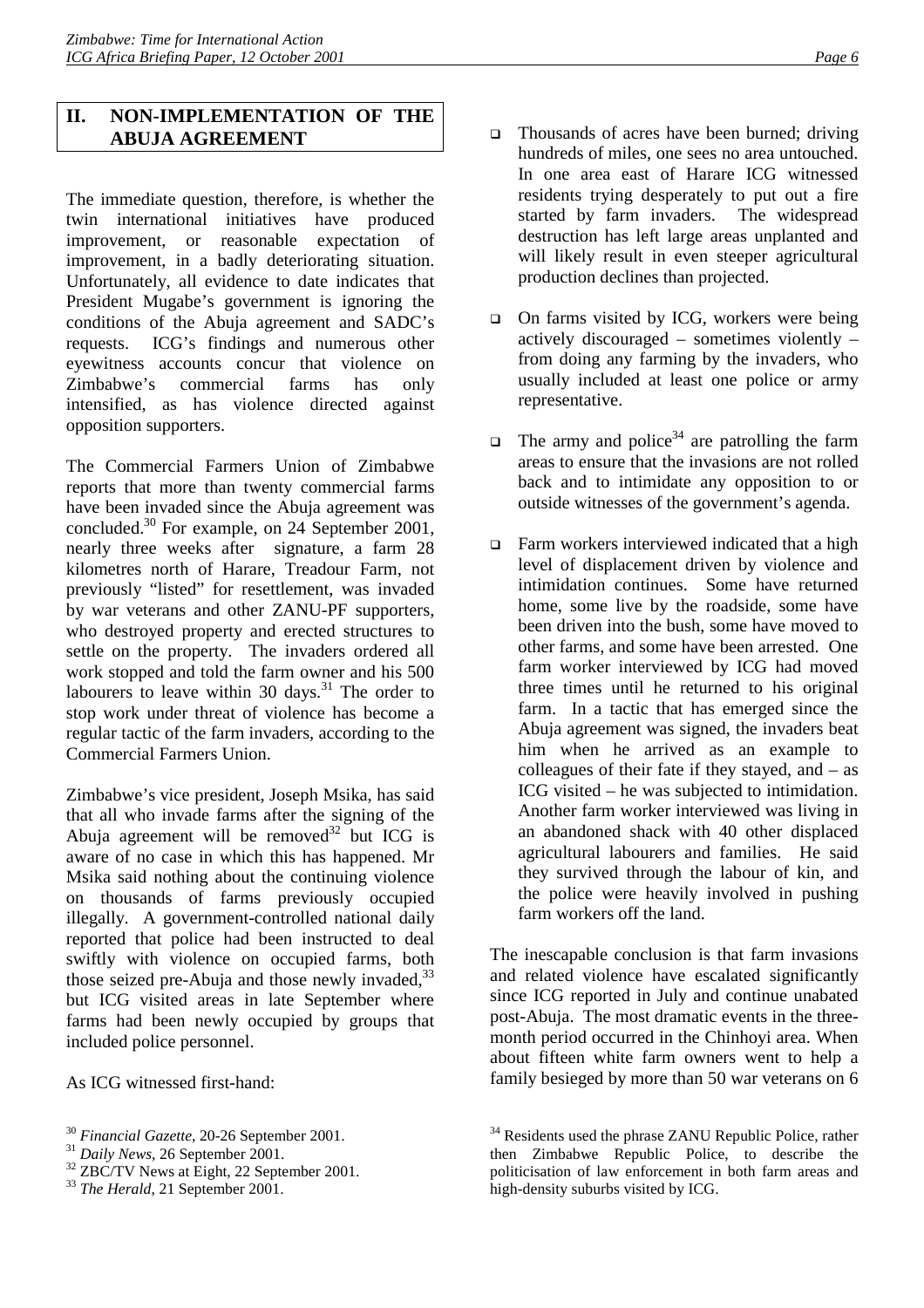## II. NON-IMPLEMENTATION OF THE ABUJA AGREEMENT

The immediate question, therefore, is whether the twin international initiatives have produced improvement, or reasonable expectation of improvement, in a badly deteriorating situation. Unfortunately, all evidence to date indicates that President Mugabe's government is ignoring the conditions of the Abuja agreement and SADC's requests. ICG's findings and numerous other eyewitness accounts concur that violence on Zimbabwe's commercial farms has only intensified, as has violence directed against opposition supporters.

The Commercial Farmers Union of Zimbabwe reports that more than twenty commercial farms have been invaded since the Abuja agreement was concluded.[30] For example, on 24 September 2001, nearly three weeks after signature, a farm 28 kilometres north of Harare, Treadour Farm, not previously "listed" for resettlement, was invaded by war veterans and other ZANU-PF supporters, who destroyed property and erected structures to settle on the property. The invaders ordered all work stopped and told the farm owner and his 500 labourers to leave within 30 days.[31] The order to stop work under threat of violence has become a regular tactic of the farm invaders, according to the Commercial Farmers Union.

Zimbabwe's vice president, Joseph Msika, has said that all who invade farms after the signing of the Abuja agreement will be removed[32] but ICG is aware of no case in which this has happened. Mr Msika said nothing about the continuing violence on thousands of farms previously occupied illegally. A government-controlled national daily reported that police had been instructed to deal swiftly with violence on occupied farms, both those seized pre-Abuja and those newly invaded,[33] but ICG visited areas in late September where farms had been newly occupied by groups that included police personnel.

As ICG witnessed first-hand:

- Thousands of acres have been burned; driving hundreds of miles, one sees no area untouched. In one area east of Harare ICG witnessed residents trying desperately to put out a fire started by farm invaders. The widespread destruction has left large areas unplanted and will likely result in even steeper agricultural production declines than projected.

- On farms visited by ICG, workers were being actively discouraged – sometimes violently – from doing any farming by the invaders, who usually included at least one police or army representative.

- The army and police[34] are patrolling the farm areas to ensure that the invasions are not rolled back and to intimidate any opposition to or outside witnesses of the government's agenda.

- Farm workers interviewed indicated that a high level of displacement driven by violence and intimidation continues. Some have returned home, some live by the roadside, some have been driven into the bush, some have moved to other farms, and some have been arrested. One farm worker interviewed by ICG had moved three times until he returned to his original farm. In a tactic that has emerged since the Abuja agreement was signed, the invaders beat him when he arrived as an example to colleagues of their fate if they stayed, and – as ICG visited – he was subjected to intimidation. Another farm worker interviewed was living in an abandoned shack with 40 other displaced agricultural labourers and families. He said they survived through the labour of kin, and the police were heavily involved in pushing farm workers off the land.

The inescapable conclusion is that farm invasions and related violence have escalated significantly since ICG reported in July and continue unabated post-Abuja. The most dramatic events in the three-month period occurred in the Chinhoyi area. When about fifteen white farm owners went to help a family besieged by more than 50 war veterans on 6

---

[30] *Financial Gazette*, 20-26 September 2001.

[31] *Daily News*, 26 September 2001.

[32] ZBC/TV News at Eight, 22 September 2001.

[33] *The Herald*, 21 September 2001.

[34] Residents used the phrase ZANU Republic Police, rather then Zimbabwe Republic Police, to describe the politicisation of law enforcement in both farm areas and high-density suburbs visited by ICG.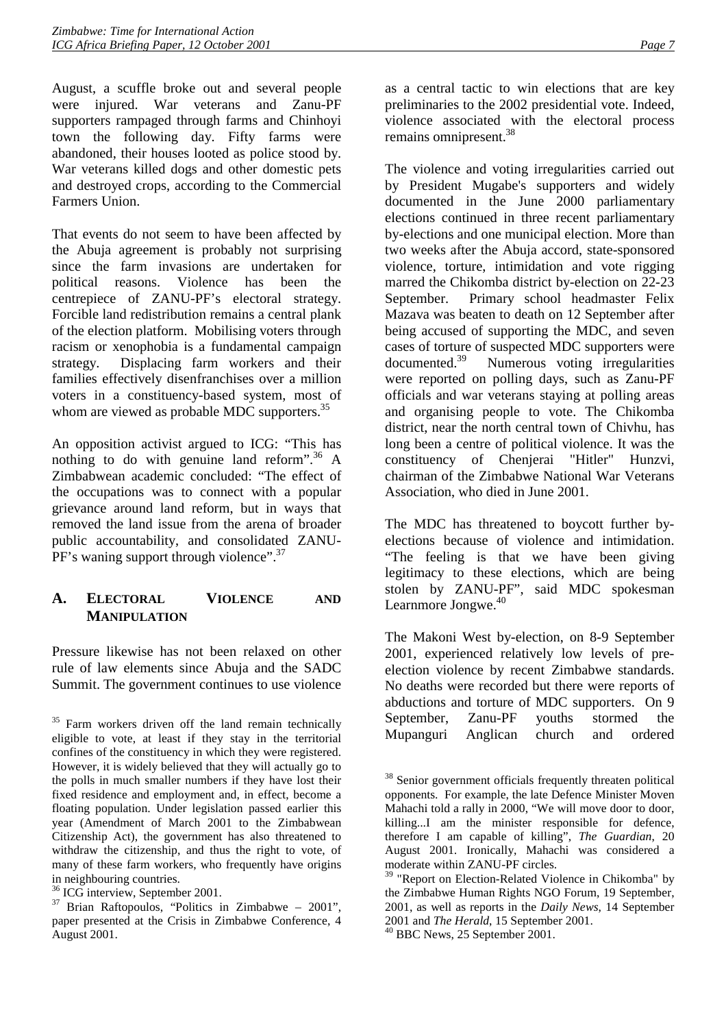August, a scuffle broke out and several people were injured. War veterans and Zanu-PF supporters rampaged through farms and Chinhoyi town the following day. Fifty farms were abandoned, their houses looted as police stood by. War veterans killed dogs and other domestic pets and destroyed crops, according to the Commercial Farmers Union.

That events do not seem to have been affected by the Abuja agreement is probably not surprising since the farm invasions are undertaken for political reasons. Violence has been the centrepiece of ZANU-PF's electoral strategy. Forcible land redistribution remains a central plank of the election platform. Mobilising voters through racism or xenophobia is a fundamental campaign strategy. Displacing farm workers and their families effectively disenfranchises over a million voters in a constituency-based system, most of whom are viewed as probable MDC supporters.[35]

An opposition activist argued to ICG: "This has nothing to do with genuine land reform".[36] A Zimbabwean academic concluded: "The effect of the occupations was to connect with a popular grievance around land reform, but in ways that removed the land issue from the arena of broader public accountability, and consolidated ZANU-PF's waning support through violence".[37]

## A. Electoral Violence and Manipulation

Pressure likewise has not been relaxed on other rule of law elements since Abuja and the SADC Summit. The government continues to use violence as a central tactic to win elections that are key preliminaries to the 2002 presidential vote. Indeed, violence associated with the electoral process remains omnipresent.[38]

The violence and voting irregularities carried out by President Mugabe's supporters and widely documented in the June 2000 parliamentary elections continued in three recent parliamentary by-elections and one municipal election. More than two weeks after the Abuja accord, state-sponsored violence, torture, intimidation and vote rigging marred the Chikomba district by-election on 22-23 September. Primary school headmaster Felix Mazava was beaten to death on 12 September after being accused of supporting the MDC, and seven cases of torture of suspected MDC supporters were documented.[39] Numerous voting irregularities were reported on polling days, such as Zanu-PF officials and war veterans staying at polling areas and organising people to vote. The Chikomba district, near the north central town of Chivhu, has long been a centre of political violence. It was the constituency of Chenjerai "Hitler" Hunzvi, chairman of the Zimbabwe National War Veterans Association, who died in June 2001.

The MDC has threatened to boycott further by-elections because of violence and intimidation. "The feeling is that we have been giving legitimacy to these elections, which are being stolen by ZANU-PF", said MDC spokesman Learnmore Jongwe.[40]

The Makoni West by-election, on 8-9 September 2001, experienced relatively low levels of pre-election violence by recent Zimbabwe standards. No deaths were recorded but there were reports of abductions and torture of MDC supporters. On 9 September, Zanu-PF youths stormed the Mupanguri Anglican church and ordered

---

[35] Farm workers driven off the land remain technically eligible to vote, at least if they stay in the territorial confines of the constituency in which they were registered. However, it is widely believed that they will actually go to the polls in much smaller numbers if they have lost their fixed residence and employment and, in effect, become a floating population. Under legislation passed earlier this year (Amendment of March 2001 to the Zimbabwean Citizenship Act), the government has also threatened to withdraw the citizenship, and thus the right to vote, of many of these farm workers, who frequently have origins in neighbouring countries.

[36] ICG interview, September 2001.

[37] Brian Raftopoulos, "Politics in Zimbabwe – 2001", paper presented at the Crisis in Zimbabwe Conference, 4 August 2001.

[38] Senior government officials frequently threaten political opponents. For example, the late Defence Minister Moven Mahachi told a rally in 2000, "We will move door to door, killing...I am the minister responsible for defence, therefore I am capable of killing", *The Guardian*, 20 August 2001. Ironically, Mahachi was considered a moderate within ZANU-PF circles.

[39] "Report on Election-Related Violence in Chikomba" by the Zimbabwe Human Rights NGO Forum, 19 September, 2001, as well as reports in the *Daily News*, 14 September 2001 and *The Herald*, 15 September 2001.

[40] BBC News, 25 September 2001.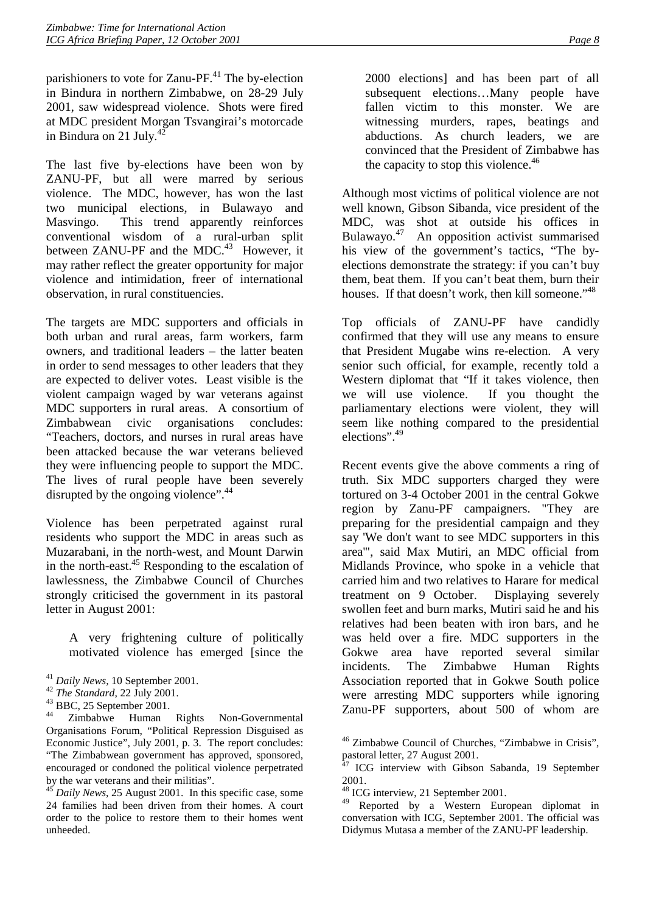parishioners to vote for Zanu-PF.[41] The by-election in Bindura in northern Zimbabwe, on 28-29 July 2001, saw widespread violence. Shots were fired at MDC president Morgan Tsvangirai's motorcade in Bindura on 21 July.[42]

The last five by-elections have been won by ZANU-PF, but all were marred by serious violence. The MDC, however, has won the last two municipal elections, in Bulawayo and Masvingo. This trend apparently reinforces conventional wisdom of a rural-urban split between ZANU-PF and the MDC.[43] However, it may rather reflect the greater opportunity for major violence and intimidation, freer of international observation, in rural constituencies.

The targets are MDC supporters and officials in both urban and rural areas, farm workers, farm owners, and traditional leaders – the latter beaten in order to send messages to other leaders that they are expected to deliver votes. Least visible is the violent campaign waged by war veterans against MDC supporters in rural areas. A consortium of Zimbabwean civic organisations concludes: "Teachers, doctors, and nurses in rural areas have been attacked because the war veterans believed they were influencing people to support the MDC. The lives of rural people have been severely disrupted by the ongoing violence".[44]

Violence has been perpetrated against rural residents who support the MDC in areas such as Muzarabani, in the north-west, and Mount Darwin in the north-east.[45] Responding to the escalation of lawlessness, the Zimbabwe Council of Churches strongly criticised the government in its pastoral letter in August 2001:

> A very frightening culture of politically motivated violence has emerged [since the 2000 elections] and has been part of all subsequent elections…Many people have fallen victim to this monster. We are witnessing murders, rapes, beatings and abductions. As church leaders, we are convinced that the President of Zimbabwe has the capacity to stop this violence.[46]

Although most victims of political violence are not well known, Gibson Sibanda, vice president of the MDC, was shot at outside his offices in Bulawayo.[47] An opposition activist summarised his view of the government's tactics, "The by-elections demonstrate the strategy: if you can't buy them, beat them. If you can't beat them, burn their houses. If that doesn't work, then kill someone."[48]

Top officials of ZANU-PF have candidly confirmed that they will use any means to ensure that President Mugabe wins re-election. A very senior such official, for example, recently told a Western diplomat that "If it takes violence, then we will use violence. If you thought the parliamentary elections were violent, they will seem like nothing compared to the presidential elections".[49]

Recent events give the above comments a ring of truth. Six MDC supporters charged they were tortured on 3-4 October 2001 in the central Gokwe region by Zanu-PF campaigners. "They are preparing for the presidential campaign and they say 'We don't want to see MDC supporters in this area'", said Max Mutiri, an MDC official from Midlands Province, who spoke in a vehicle that carried him and two relatives to Harare for medical treatment on 9 October. Displaying severely swollen feet and burn marks, Mutiri said he and his relatives had been beaten with iron bars, and he was held over a fire. MDC supporters in the Gokwe area have reported several similar incidents. The Zimbabwe Human Rights Association reported that in Gokwe South police were arresting MDC supporters while ignoring Zanu-PF supporters, about 500 of whom are

---

[41] *Daily News*, 10 September 2001.

[42] *The Standard*, 22 July 2001.

[43] BBC, 25 September 2001.

[44] Zimbabwe Human Rights Non-Governmental Organisations Forum, "Political Repression Disguised as Economic Justice", July 2001, p. 3. The report concludes: "The Zimbabwean government has approved, sponsored, encouraged or condoned the political violence perpetrated by the war veterans and their militias".

[45] *Daily News*, 25 August 2001. In this specific case, some 24 families had been driven from their homes. A court order to the police to restore them to their homes went unheeded.

[46] Zimbabwe Council of Churches, "Zimbabwe in Crisis", pastoral letter, 27 August 2001.

[47] ICG interview with Gibson Sabanda, 19 September 2001.

[48] ICG interview, 21 September 2001.

[49] Reported by a Western European diplomat in conversation with ICG, September 2001. The official was Didymus Mutasa a member of the ZANU-PF leadership.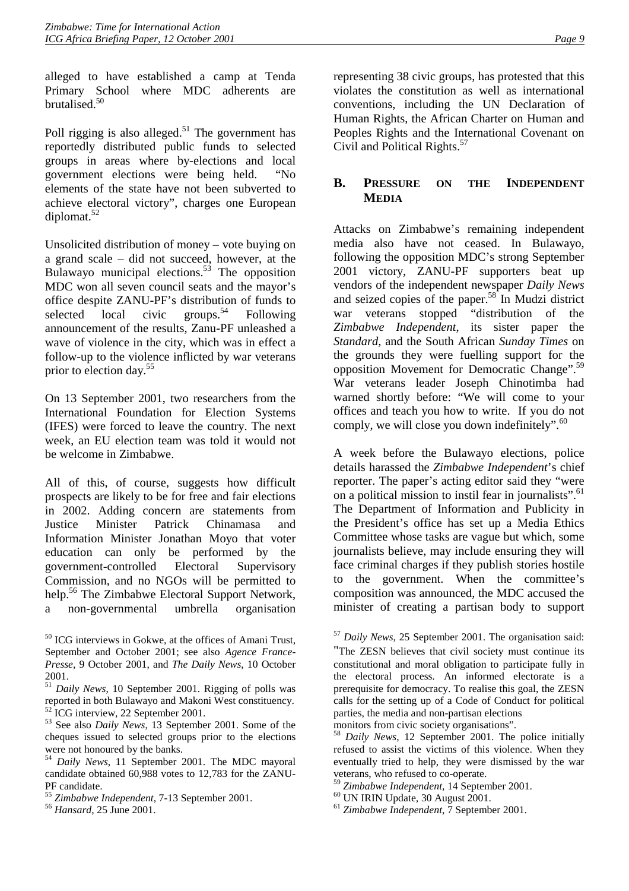alleged to have established a camp at Tenda Primary School where MDC adherents are brutalised.[50]

Poll rigging is also alleged.[51] The government has reportedly distributed public funds to selected groups in areas where by-elections and local government elections were being held. "No elements of the state have not been subverted to achieve electoral victory", charges one European diplomat.[52]

Unsolicited distribution of money – vote buying on a grand scale – did not succeed, however, at the Bulawayo municipal elections.[53] The opposition MDC won all seven council seats and the mayor's office despite ZANU-PF's distribution of funds to selected local civic groups.[54] Following announcement of the results, Zanu-PF unleashed a wave of violence in the city, which was in effect a follow-up to the violence inflicted by war veterans prior to election day.[55]

On 13 September 2001, two researchers from the International Foundation for Election Systems (IFES) were forced to leave the country. The next week, an EU election team was told it would not be welcome in Zimbabwe.

All of this, of course, suggests how difficult prospects are likely to be for free and fair elections in 2002. Adding concern are statements from Justice Minister Patrick Chinamasa and Information Minister Jonathan Moyo that voter education can only be performed by the government-controlled Electoral Supervisory Commission, and no NGOs will be permitted to help.[56] The Zimbabwe Electoral Support Network, a non-governmental umbrella organisation representing 38 civic groups, has protested that this violates the constitution as well as international conventions, including the UN Declaration of Human Rights, the African Charter on Human and Peoples Rights and the International Covenant on Civil and Political Rights.[57]

## B. Pressure on the Independent Media

Attacks on Zimbabwe's remaining independent media also have not ceased. In Bulawayo, following the opposition MDC's strong September 2001 victory, ZANU-PF supporters beat up vendors of the independent newspaper *Daily News* and seized copies of the paper.[58] In Mudzi district war veterans stopped "distribution of the *Zimbabwe Independent*, its sister paper the *Standard*, and the South African *Sunday Times* on the grounds they were fuelling support for the opposition Movement for Democratic Change".[59] War veterans leader Joseph Chinotimba had warned shortly before: "We will come to your offices and teach you how to write. If you do not comply, we will close you down indefinitely".[60]

A week before the Bulawayo elections, police details harassed the *Zimbabwe Independent*'s chief reporter. The paper's acting editor said they "were on a political mission to instil fear in journalists".[61] The Department of Information and Publicity in the President's office has set up a Media Ethics Committee whose tasks are vague but which, some journalists believe, may include ensuring they will face criminal charges if they publish stories hostile to the government. When the committee's composition was announced, the MDC accused the minister of creating a partisan body to support

---

[50] ICG interviews in Gokwe, at the offices of Amani Trust, September and October 2001; see also *Agence France-Presse*, 9 October 2001, and *The Daily News*, 10 October 2001.

[51] *Daily News*, 10 September 2001. Rigging of polls was reported in both Bulawayo and Makoni West constituency.

[52] ICG interview, 22 September 2001.

[53] See also *Daily News*, 13 September 2001. Some of the cheques issued to selected groups prior to the elections were not honoured by the banks.

[54] *Daily News*, 11 September 2001. The MDC mayoral candidate obtained 60,988 votes to 12,783 for the ZANU-PF candidate.

[55] *Zimbabwe Independent*, 7-13 September 2001.

[56] *Hansard*, 25 June 2001.

[57] *Daily News*, 25 September 2001. The organisation said: "The ZESN believes that civil society must continue its constitutional and moral obligation to participate fully in the electoral process. An informed electorate is a prerequisite for democracy. To realise this goal, the ZESN calls for the setting up of a Code of Conduct for political parties, the media and non-partisan elections monitors from civic society organisations".

[58] *Daily News*, 12 September 2001. The police initially refused to assist the victims of this violence. When they eventually tried to help, they were dismissed by the war veterans, who refused to co-operate.

[59] *Zimbabwe Independent*, 14 September 2001.

[60] UN IRIN Update, 30 August 2001.

[61] *Zimbabwe Independent*, 7 September 2001.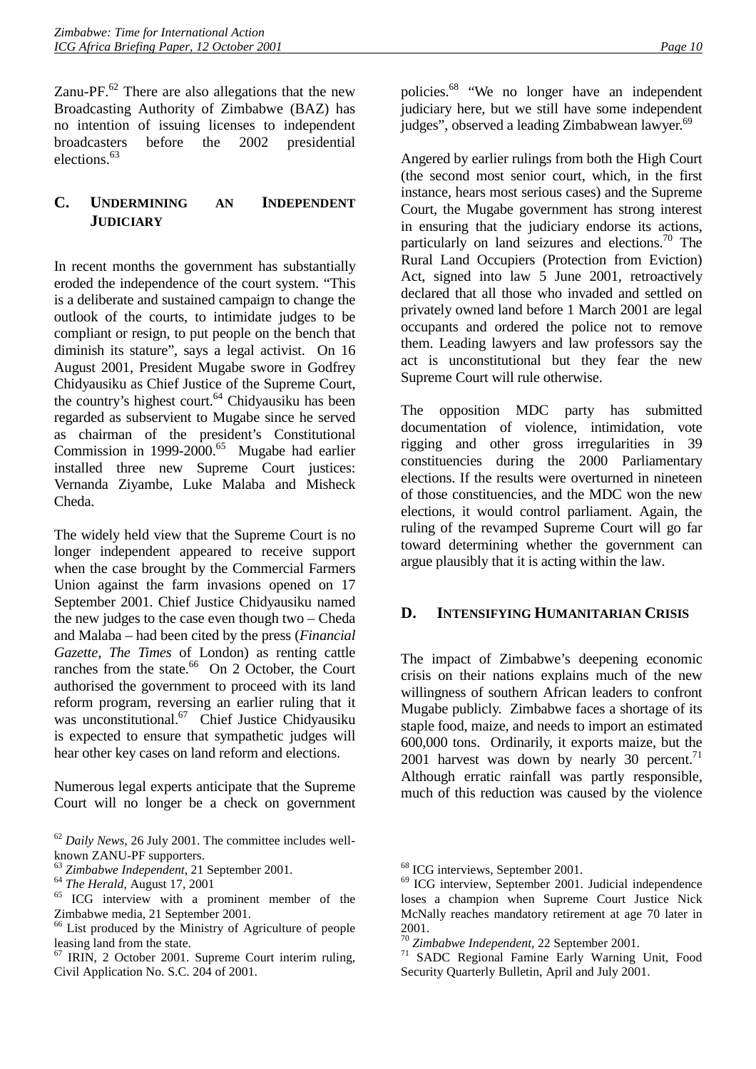Zanu-PF.[62] There are also allegations that the new Broadcasting Authority of Zimbabwe (BAZ) has no intention of issuing licenses to independent broadcasters before the 2002 presidential elections.[63]

## C. Undermining an Independent Judiciary

In recent months the government has substantially eroded the independence of the court system. "This is a deliberate and sustained campaign to change the outlook of the courts, to intimidate judges to be compliant or resign, to put people on the bench that diminish its stature", says a legal activist. On 16 August 2001, President Mugabe swore in Godfrey Chidyausiku as Chief Justice of the Supreme Court, the country's highest court.[64] Chidyausiku has been regarded as subservient to Mugabe since he served as chairman of the president's Constitutional Commission in 1999-2000.[65] Mugabe had earlier installed three new Supreme Court justices: Vernanda Ziyambe, Luke Malaba and Misheck Cheda.

The widely held view that the Supreme Court is no longer independent appeared to receive support when the case brought by the Commercial Farmers Union against the farm invasions opened on 17 September 2001. Chief Justice Chidyausiku named the new judges to the case even though two – Cheda and Malaba – had been cited by the press (*Financial Gazette*, *The Times* of London) as renting cattle ranches from the state.[66] On 2 October, the Court authorised the government to proceed with its land reform program, reversing an earlier ruling that it was unconstitutional.[67] Chief Justice Chidyausiku is expected to ensure that sympathetic judges will hear other key cases on land reform and elections.

Numerous legal experts anticipate that the Supreme Court will no longer be a check on government policies.[68] "We no longer have an independent judiciary here, but we still have some independent judges", observed a leading Zimbabwean lawyer.[69]

Angered by earlier rulings from both the High Court (the second most senior court, which, in the first instance, hears most serious cases) and the Supreme Court, the Mugabe government has strong interest in ensuring that the judiciary endorse its actions, particularly on land seizures and elections.[70] The Rural Land Occupiers (Protection from Eviction) Act, signed into law 5 June 2001, retroactively declared that all those who invaded and settled on privately owned land before 1 March 2001 are legal occupants and ordered the police not to remove them. Leading lawyers and law professors say the act is unconstitutional but they fear the new Supreme Court will rule otherwise.

The opposition MDC party has submitted documentation of violence, intimidation, vote rigging and other gross irregularities in 39 constituencies during the 2000 Parliamentary elections. If the results were overturned in nineteen of those constituencies, and the MDC won the new elections, it would control parliament. Again, the ruling of the revamped Supreme Court will go far toward determining whether the government can argue plausibly that it is acting within the law.

## D. Intensifying Humanitarian Crisis

The impact of Zimbabwe's deepening economic crisis on their nations explains much of the new willingness of southern African leaders to confront Mugabe publicly. Zimbabwe faces a shortage of its staple food, maize, and needs to import an estimated 600,000 tons. Ordinarily, it exports maize, but the 2001 harvest was down by nearly 30 percent.[71] Although erratic rainfall was partly responsible, much of this reduction was caused by the violence

---

[62] *Daily News*, 26 July 2001. The committee includes well-known ZANU-PF supporters.

[63] *Zimbabwe Independent*, 21 September 2001.

[64] *The Herald*, August 17, 2001

[65] ICG interview with a prominent member of the Zimbabwe media, 21 September 2001.

[66] List produced by the Ministry of Agriculture of people leasing land from the state.

[67] IRIN, 2 October 2001. Supreme Court interim ruling, Civil Application No. S.C. 204 of 2001.

[68] ICG interviews, September 2001.

[69] ICG interview, September 2001. Judicial independence loses a champion when Supreme Court Justice Nick McNally reaches mandatory retirement at age 70 later in 2001.

[70] *Zimbabwe Independent*, 22 September 2001.

[71] SADC Regional Famine Early Warning Unit, Food Security Quarterly Bulletin, April and July 2001.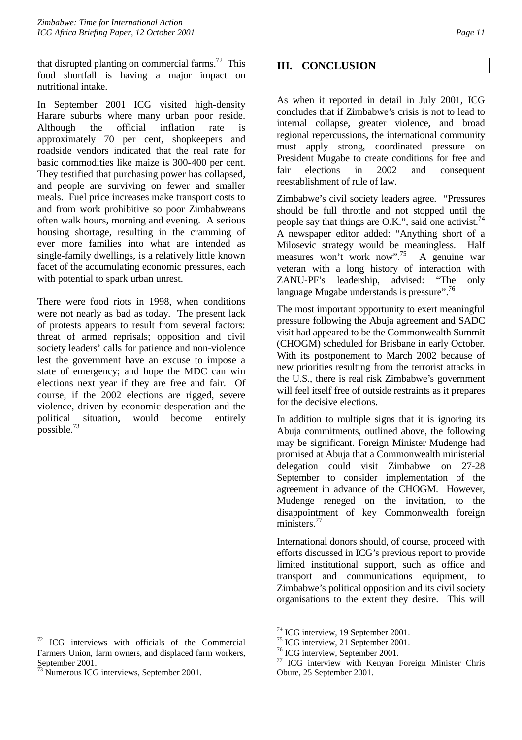that disrupted planting on commercial farms.[72] This food shortfall is having a major impact on nutritional intake.

In September 2001 ICG visited high-density Harare suburbs where many urban poor reside. Although the official inflation rate is approximately 70 per cent, shopkeepers and roadside vendors indicated that the real rate for basic commodities like maize is 300-400 per cent. They testified that purchasing power has collapsed, and people are surviving on fewer and smaller meals. Fuel price increases make transport costs to and from work prohibitive so poor Zimbabweans often walk hours, morning and evening. A serious housing shortage, resulting in the cramming of ever more families into what are intended as single-family dwellings, is a relatively little known facet of the accumulating economic pressures, each with potential to spark urban unrest.

There were food riots in 1998, when conditions were not nearly as bad as today. The present lack of protests appears to result from several factors: threat of armed reprisals; opposition and civil society leaders' calls for patience and non-violence lest the government have an excuse to impose a state of emergency; and hope the MDC can win elections next year if they are free and fair. Of course, if the 2002 elections are rigged, severe violence, driven by economic desperation and the political situation, would become entirely possible.[73]

# III. CONCLUSION

As when it reported in detail in July 2001, ICG concludes that if Zimbabwe's crisis is not to lead to internal collapse, greater violence, and broad regional repercussions, the international community must apply strong, coordinated pressure on President Mugabe to create conditions for free and fair elections in 2002 and consequent reestablishment of rule of law.

Zimbabwe's civil society leaders agree. "Pressures should be full throttle and not stopped until the people say that things are O.K.", said one activist.[74] A newspaper editor added: "Anything short of a Milosevic strategy would be meaningless. Half measures won't work now".[75] A genuine war veteran with a long history of interaction with ZANU-PF's leadership, advised: "The only language Mugabe understands is pressure".[76]

The most important opportunity to exert meaningful pressure following the Abuja agreement and SADC visit had appeared to be the Commonwealth Summit (CHOGM) scheduled for Brisbane in early October. With its postponement to March 2002 because of new priorities resulting from the terrorist attacks in the U.S., there is real risk Zimbabwe's government will feel itself free of outside restraints as it prepares for the decisive elections.

In addition to multiple signs that it is ignoring its Abuja commitments, outlined above, the following may be significant. Foreign Minister Mudenge had promised at Abuja that a Commonwealth ministerial delegation could visit Zimbabwe on 27-28 September to consider implementation of the agreement in advance of the CHOGM. However, Mudenge reneged on the invitation, to the disappointment of key Commonwealth foreign ministers.[77]

International donors should, of course, proceed with efforts discussed in ICG's previous report to provide limited institutional support, such as office and transport and communications equipment, to Zimbabwe's political opposition and its civil society organisations to the extent they desire. This will

---

[72] ICG interviews with officials of the Commercial Farmers Union, farm owners, and displaced farm workers, September 2001.

[73] Numerous ICG interviews, September 2001.

[74] ICG interview, 19 September 2001.

[75] ICG interview, 21 September 2001.

[76] ICG interview, September 2001.

[77] ICG interview with Kenyan Foreign Minister Chris Obure, 25 September 2001.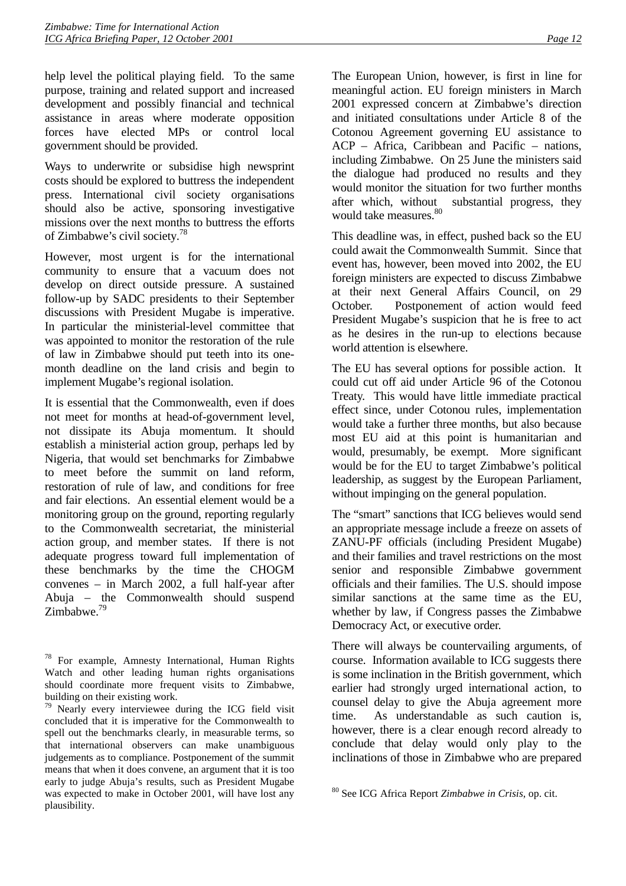help level the political playing field. To the same purpose, training and related support and increased development and possibly financial and technical assistance in areas where moderate opposition forces have elected MPs or control local government should be provided.

Ways to underwrite or subsidise high newsprint costs should be explored to buttress the independent press. International civil society organisations should also be active, sponsoring investigative missions over the next months to buttress the efforts of Zimbabwe's civil society.[78]

However, most urgent is for the international community to ensure that a vacuum does not develop on direct outside pressure. A sustained follow-up by SADC presidents to their September discussions with President Mugabe is imperative. In particular the ministerial-level committee that was appointed to monitor the restoration of the rule of law in Zimbabwe should put teeth into its one-month deadline on the land crisis and begin to implement Mugabe's regional isolation.

It is essential that the Commonwealth, even if does not meet for months at head-of-government level, not dissipate its Abuja momentum. It should establish a ministerial action group, perhaps led by Nigeria, that would set benchmarks for Zimbabwe to meet before the summit on land reform, restoration of rule of law, and conditions for free and fair elections. An essential element would be a monitoring group on the ground, reporting regularly to the Commonwealth secretariat, the ministerial action group, and member states. If there is not adequate progress toward full implementation of these benchmarks by the time the CHOGM convenes – in March 2002, a full half-year after Abuja – the Commonwealth should suspend Zimbabwe.[79]

The European Union, however, is first in line for meaningful action. EU foreign ministers in March 2001 expressed concern at Zimbabwe's direction and initiated consultations under Article 8 of the Cotonou Agreement governing EU assistance to ACP – Africa, Caribbean and Pacific – nations, including Zimbabwe. On 25 June the ministers said the dialogue had produced no results and they would monitor the situation for two further months after which, without substantial progress, they would take measures.[80]

This deadline was, in effect, pushed back so the EU could await the Commonwealth Summit. Since that event has, however, been moved into 2002, the EU foreign ministers are expected to discuss Zimbabwe at their next General Affairs Council, on 29 October. Postponement of action would feed President Mugabe's suspicion that he is free to act as he desires in the run-up to elections because world attention is elsewhere.

The EU has several options for possible action. It could cut off aid under Article 96 of the Cotonou Treaty. This would have little immediate practical effect since, under Cotonou rules, implementation would take a further three months, but also because most EU aid at this point is humanitarian and would, presumably, be exempt. More significant would be for the EU to target Zimbabwe's political leadership, as suggest by the European Parliament, without impinging on the general population.

The "smart" sanctions that ICG believes would send an appropriate message include a freeze on assets of ZANU-PF officials (including President Mugabe) and their families and travel restrictions on the most senior and responsible Zimbabwe government officials and their families. The U.S. should impose similar sanctions at the same time as the EU, whether by law, if Congress passes the Zimbabwe Democracy Act, or executive order.

There will always be countervailing arguments, of course. Information available to ICG suggests there is some inclination in the British government, which earlier had strongly urged international action, to counsel delay to give the Abuja agreement more time. As understandable as such caution is, however, there is a clear enough record already to conclude that delay would only play to the inclinations of those in Zimbabwe who are prepared

---

[78] For example, Amnesty International, Human Rights Watch and other leading human rights organisations should coordinate more frequent visits to Zimbabwe, building on their existing work.

[79] Nearly every interviewee during the ICG field visit concluded that it is imperative for the Commonwealth to spell out the benchmarks clearly, in measurable terms, so that international observers can make unambiguous judgements as to compliance. Postponement of the summit means that when it does convene, an argument that it is too early to judge Abuja's results, such as President Mugabe was expected to make in October 2001, will have lost any plausibility.

[80] See ICG Africa Report *Zimbabwe in Crisis*, op. cit.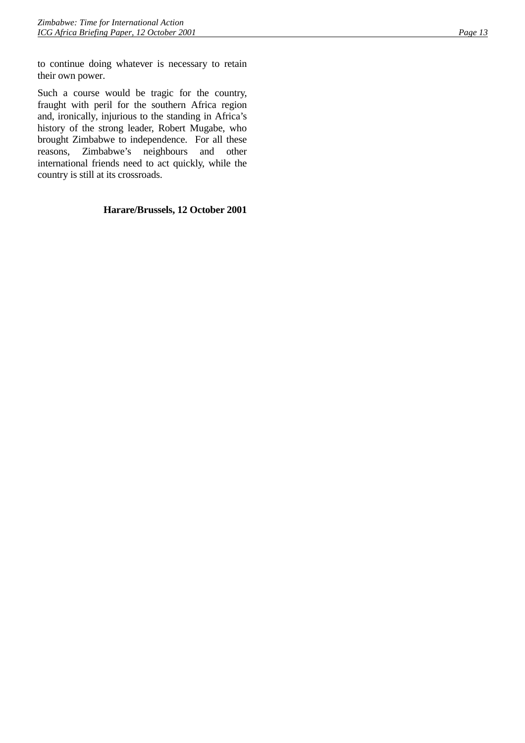to continue doing whatever is necessary to retain their own power.

Such a course would be tragic for the country, fraught with peril for the southern Africa region and, ironically, injurious to the standing in Africa's history of the strong leader, Robert Mugabe, who brought Zimbabwe to independence. For all these reasons, Zimbabwe's neighbours and other international friends need to act quickly, while the country is still at its crossroads.

**Harare/Brussels, 12 October 2001**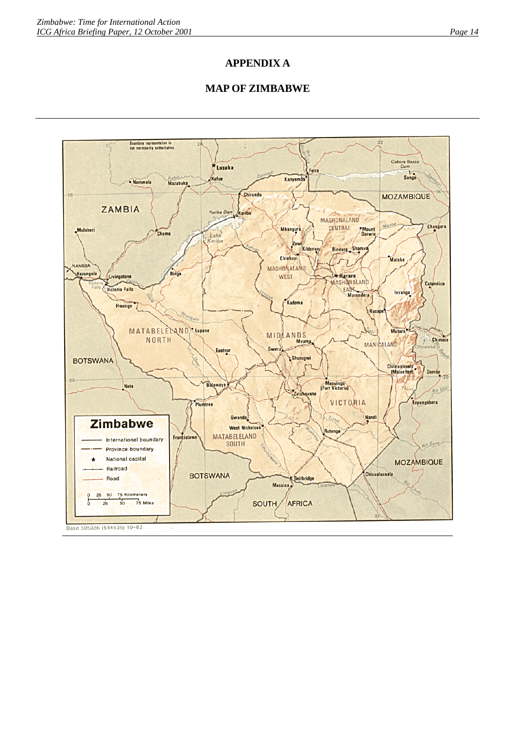# APPENDIX A

## MAP OF ZIMBABWE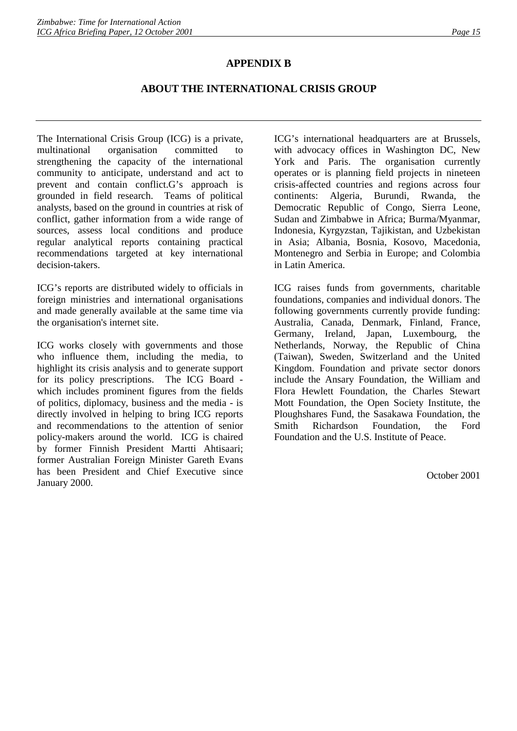## APPENDIX B

## ABOUT THE INTERNATIONAL CRISIS GROUP

The International Crisis Group (ICG) is a private, multinational organisation committed to strengthening the capacity of the international community to anticipate, understand and act to prevent and contain conflict.G's approach is grounded in field research. Teams of political analysts, based on the ground in countries at risk of conflict, gather information from a wide range of sources, assess local conditions and produce regular analytical reports containing practical recommendations targeted at key international decision-takers.

ICG's reports are distributed widely to officials in foreign ministries and international organisations and made generally available at the same time via the organisation's internet site.

ICG works closely with governments and those who influence them, including the media, to highlight its crisis analysis and to generate support for its policy prescriptions. The ICG Board - which includes prominent figures from the fields of politics, diplomacy, business and the media - is directly involved in helping to bring ICG reports and recommendations to the attention of senior policy-makers around the world. ICG is chaired by former Finnish President Martti Ahtisaari; former Australian Foreign Minister Gareth Evans has been President and Chief Executive since January 2000.

ICG's international headquarters are at Brussels, with advocacy offices in Washington DC, New York and Paris. The organisation currently operates or is planning field projects in nineteen crisis-affected countries and regions across four continents: Algeria, Burundi, Rwanda, the Democratic Republic of Congo, Sierra Leone, Sudan and Zimbabwe in Africa; Burma/Myanmar, Indonesia, Kyrgyzstan, Tajikistan, and Uzbekistan in Asia; Albania, Bosnia, Kosovo, Macedonia, Montenegro and Serbia in Europe; and Colombia in Latin America.

ICG raises funds from governments, charitable foundations, companies and individual donors. The following governments currently provide funding: Australia, Canada, Denmark, Finland, France, Germany, Ireland, Japan, Luxembourg, the Netherlands, Norway, the Republic of China (Taiwan), Sweden, Switzerland and the United Kingdom. Foundation and private sector donors include the Ansary Foundation, the William and Flora Hewlett Foundation, the Charles Stewart Mott Foundation, the Open Society Institute, the Ploughshares Fund, the Sasakawa Foundation, the Smith Richardson Foundation, the Ford Foundation and the U.S. Institute of Peace.

October 2001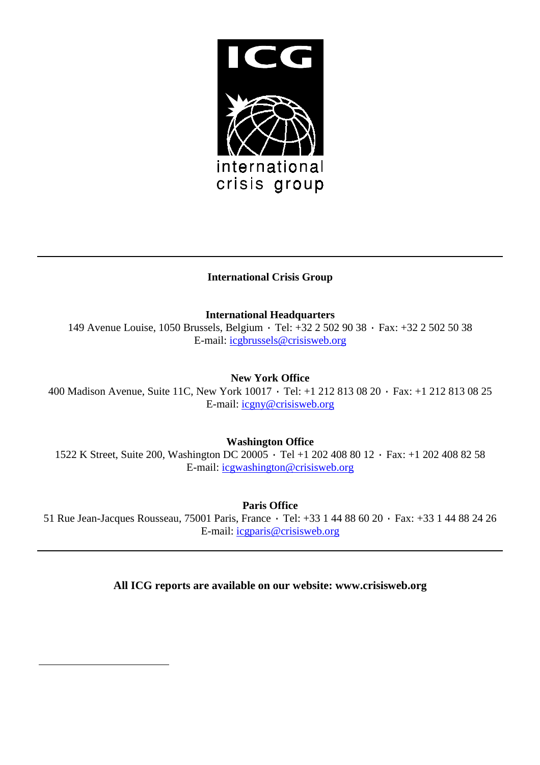ICG

international crisis group

**International Crisis Group**

**International Headquarters**
149 Avenue Louise, 1050 Brussels, Belgium · Tel: +32 2 502 90 38 · Fax: +32 2 502 50 38
E-mail: icgbrussels@crisisweb.org

**New York Office**
400 Madison Avenue, Suite 11C, New York 10017 · Tel: +1 212 813 08 20 · Fax: +1 212 813 08 25
E-mail: icgny@crisisweb.org

**Washington Office**
1522 K Street, Suite 200, Washington DC 20005 · Tel +1 202 408 80 12 · Fax: +1 202 408 82 58
E-mail: icgwashington@crisisweb.org

**Paris Office**
51 Rue Jean-Jacques Rousseau, 75001 Paris, France · Tel: +33 1 44 88 60 20 · Fax: +33 1 44 88 24 26
E-mail: icgparis@crisisweb.org

**All ICG reports are available on our website: www.crisisweb.org**